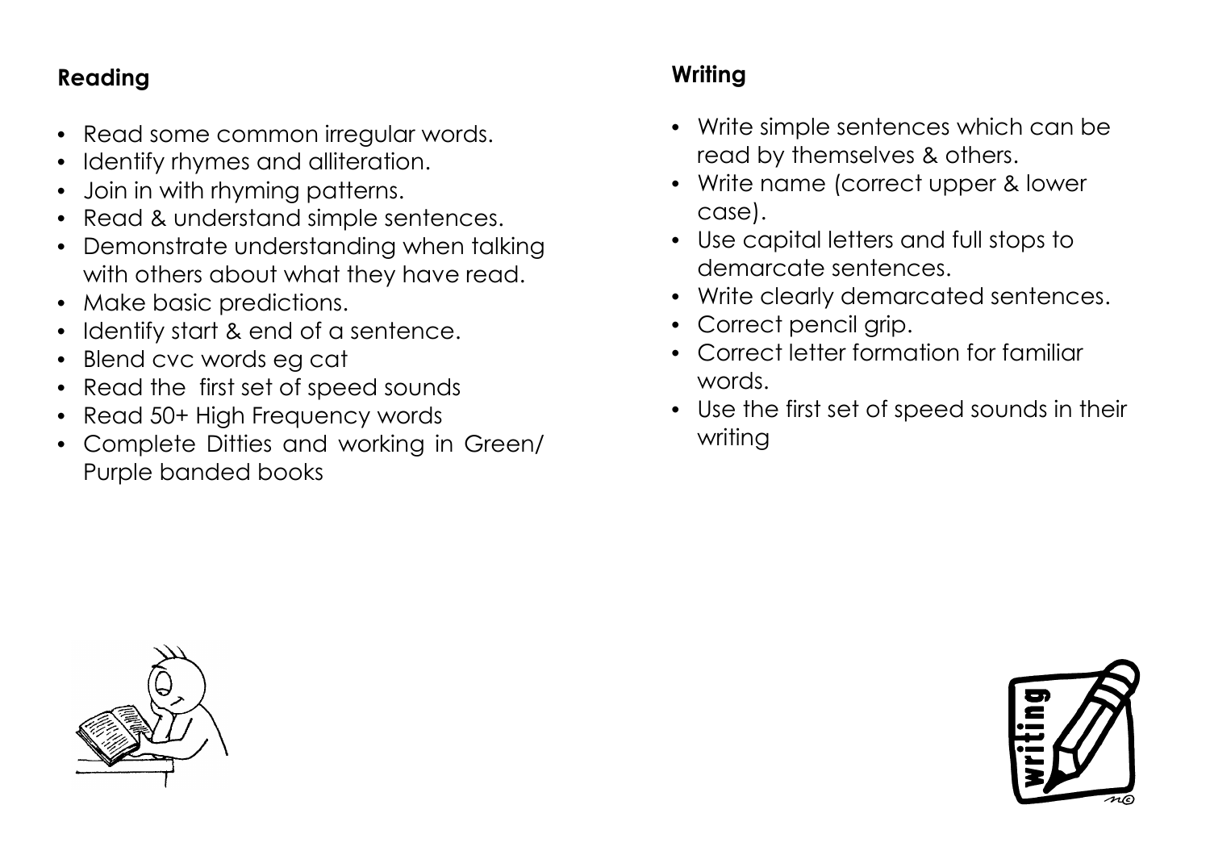**Reading**

- Read some common irregular words.
- Identify rhymes and alliteration.
- Join in with rhyming patterns.
- Read & understand simple sentences.
- Demonstrate understanding when talking with others about what they have read.
- Make basic predictions.
- Identify start & end of a sentence.
- Blend cvc words eg cat
- Read the first set of speed sounds
- Read 50+ High Frequency words
- Complete Ditties and working in Green/ Purple banded books

**Writing**

- Write simple sentences which can be read by themselves & others.
- Write name (correct upper & lower case).
- Use capital letters and full stops to demarcate sentences.
- Write clearly demarcated sentences.
- Correct pencil grip.
- Correct letter formation for familiar words.
- Use the first set of speed sounds in their writing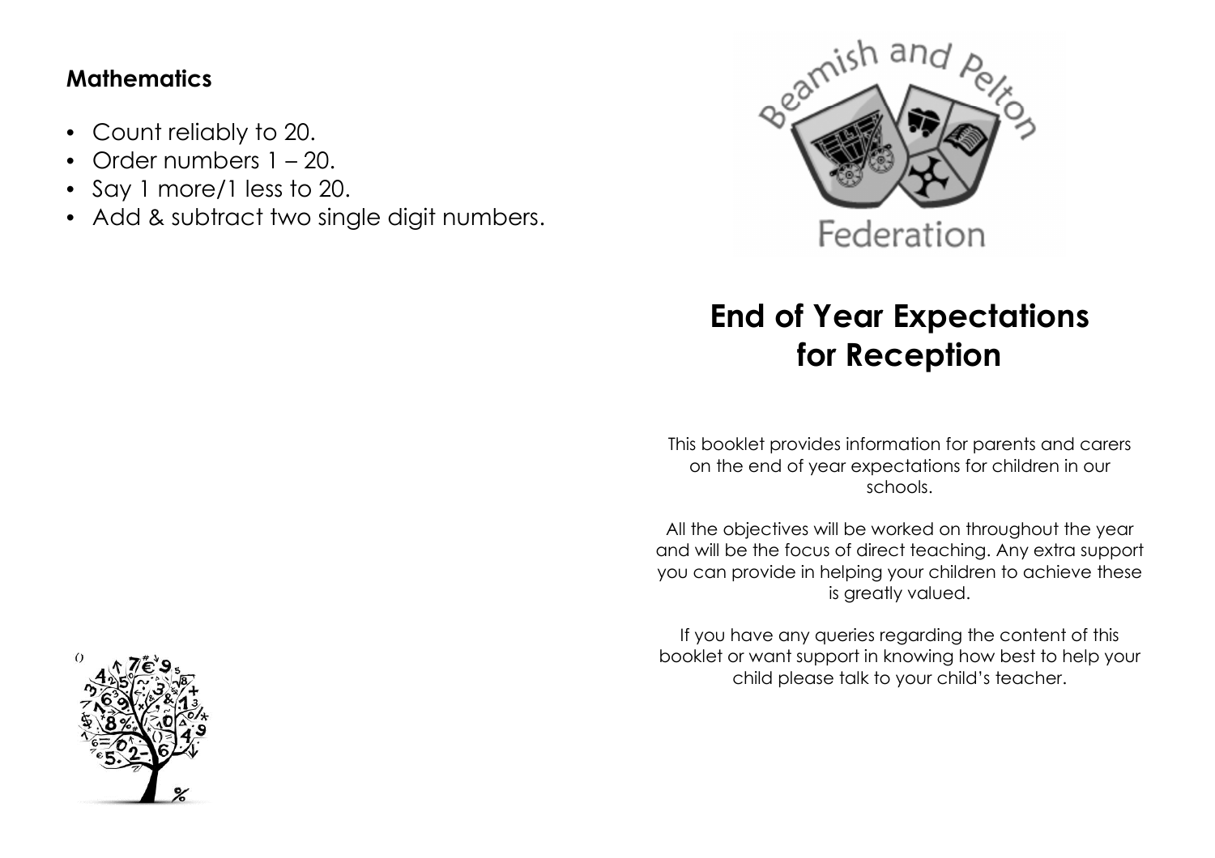**Mathematics**

- Count reliably to 20.
- Order numbers 1 – 20.
- Say 1 more/1 less to 20.
- Add & subtract two single digit numbers.

Beamish and Pelton Federation

# End of Year Expectations for Reception

This booklet provides information for parents and carers on the end of year expectations for children in our schools.

All the objectives will be worked on throughout the year and will be the focus of direct teaching. Any extra support you can provide in helping your children to achieve these is greatly valued.

If you have any queries regarding the content of this booklet or want support in knowing how best to help your child please talk to your child's teacher.